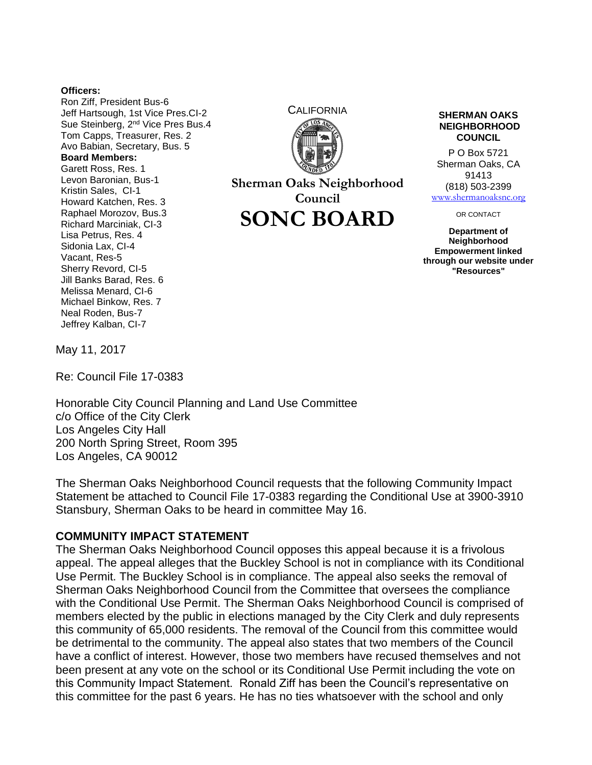**Officers:**
Ron Ziff, President Bus-6
Jeff Hartsough, 1st Vice Pres.CI-2
Sue Steinberg, 2nd Vice Pres Bus.4
Tom Capps, Treasurer, Res. 2
Avo Babian, Secretary, Bus. 5
**Board Members:**
Garett Ross, Res. 1
Levon Baronian, Bus-1
Kristin Sales, CI-1
Howard Katchen, Res. 3
Raphael Morozov, Bus.3
Richard Marciniak, CI-3
Lisa Petrus, Res. 4
Sidonia Lax, CI-4
Vacant, Res-5
Sherry Revord, CI-5
Jill Banks Barad, Res. 6
Melissa Menard, CI-6
Michael Binkow, Res. 7
Neal Roden, Bus-7
Jeffrey Kalban, CI-7

CALIFORNIA

**Sherman Oaks Neighborhood Council**

# SONC BOARD

**SHERMAN OAKS NEIGHBORHOOD COUNCIL**

P O Box 5721
Sherman Oaks, CA 91413
(818) 503-2399
www.shermanoaksnc.org

OR CONTACT

**Department of Neighborhood Empowerment linked through our website under "Resources"**

May 11, 2017

Re: Council File 17-0383

Honorable City Council Planning and Land Use Committee
c/o Office of the City Clerk
Los Angeles City Hall
200 North Spring Street, Room 395
Los Angeles, CA 90012

The Sherman Oaks Neighborhood Council requests that the following Community Impact Statement be attached to Council File 17-0383 regarding the Conditional Use at 3900-3910 Stansbury, Sherman Oaks to be heard in committee May 16.

**COMMUNITY IMPACT STATEMENT**

The Sherman Oaks Neighborhood Council opposes this appeal because it is a frivolous appeal. The appeal alleges that the Buckley School is not in compliance with its Conditional Use Permit. The Buckley School is in compliance. The appeal also seeks the removal of Sherman Oaks Neighborhood Council from the Committee that oversees the compliance with the Conditional Use Permit. The Sherman Oaks Neighborhood Council is comprised of members elected by the public in elections managed by the City Clerk and duly represents this community of 65,000 residents. The removal of the Council from this committee would be detrimental to the community. The appeal also states that two members of the Council have a conflict of interest. However, those two members have recused themselves and not been present at any vote on the school or its Conditional Use Permit including the vote on this Community Impact Statement. Ronald Ziff has been the Council's representative on this committee for the past 6 years. He has no ties whatsoever with the school and only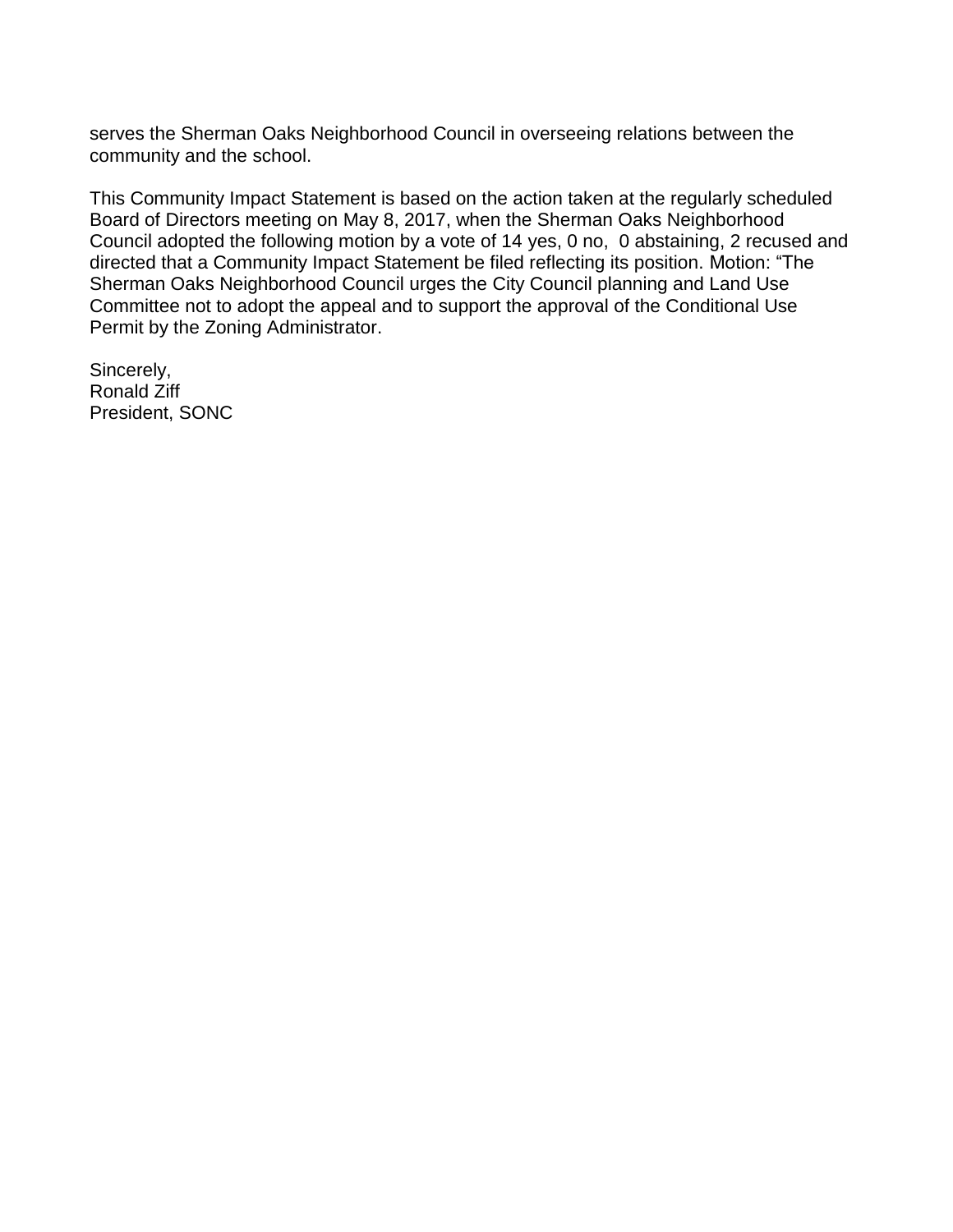serves the Sherman Oaks Neighborhood Council in overseeing relations between the community and the school.

This Community Impact Statement is based on the action taken at the regularly scheduled Board of Directors meeting on May 8, 2017, when the Sherman Oaks Neighborhood Council adopted the following motion by a vote of 14 yes, 0 no, 0 abstaining, 2 recused and directed that a Community Impact Statement be filed reflecting its position. Motion: “The Sherman Oaks Neighborhood Council urges the City Council planning and Land Use Committee not to adopt the appeal and to support the approval of the Conditional Use Permit by the Zoning Administrator.

Sincerely,
Ronald Ziff
President, SONC